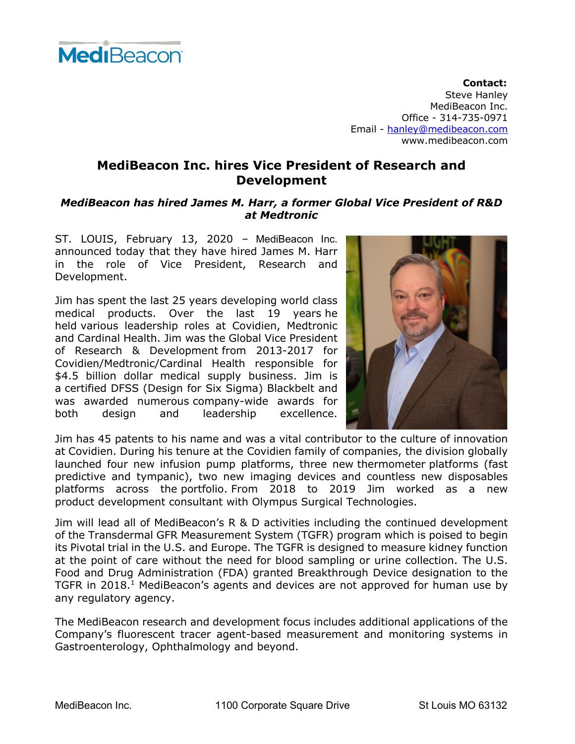MediBeacon

**Contact:**
Steve Hanley
MediBeacon Inc.
Office - 314-735-0971
Email - hanley@medibeacon.com
www.medibeacon.com

# MediBeacon Inc. hires Vice President of Research and Development

### *MediBeacon has hired James M. Harr, a former Global Vice President of R&D at Medtronic*

ST. LOUIS, February 13, 2020 – MediBeacon Inc. announced today that they have hired James M. Harr in the role of Vice President, Research and Development.

Jim has spent the last 25 years developing world class medical products. Over the last 19 years he held various leadership roles at Covidien, Medtronic and Cardinal Health. Jim was the Global Vice President of Research & Development from 2013-2017 for Covidien/Medtronic/Cardinal Health responsible for $4.5 billion dollar medical supply business. Jim is a certified DFSS (Design for Six Sigma) Blackbelt and was awarded numerous company-wide awards for both design and leadership excellence. Jim has 45 patents to his name and was a vital contributor to the culture of innovation at Covidien. During his tenure at the Covidien family of companies, the division globally launched four new infusion pump platforms, three new thermometer platforms (fast predictive and tympanic), two new imaging devices and countless new disposables platforms across the portfolio. From 2018 to 2019 Jim worked as a new product development consultant with Olympus Surgical Technologies.

Jim will lead all of MediBeacon's R & D activities including the continued development of the Transdermal GFR Measurement System (TGFR) program which is poised to begin its Pivotal trial in the U.S. and Europe. The TGFR is designed to measure kidney function at the point of care without the need for blood sampling or urine collection. The U.S. Food and Drug Administration (FDA) granted Breakthrough Device designation to the TGFR in 2018.[1] MediBeacon's agents and devices are not approved for human use by any regulatory agency.

The MediBeacon research and development focus includes additional applications of the Company's fluorescent tracer agent-based measurement and monitoring systems in Gastroenterology, Ophthalmology and beyond.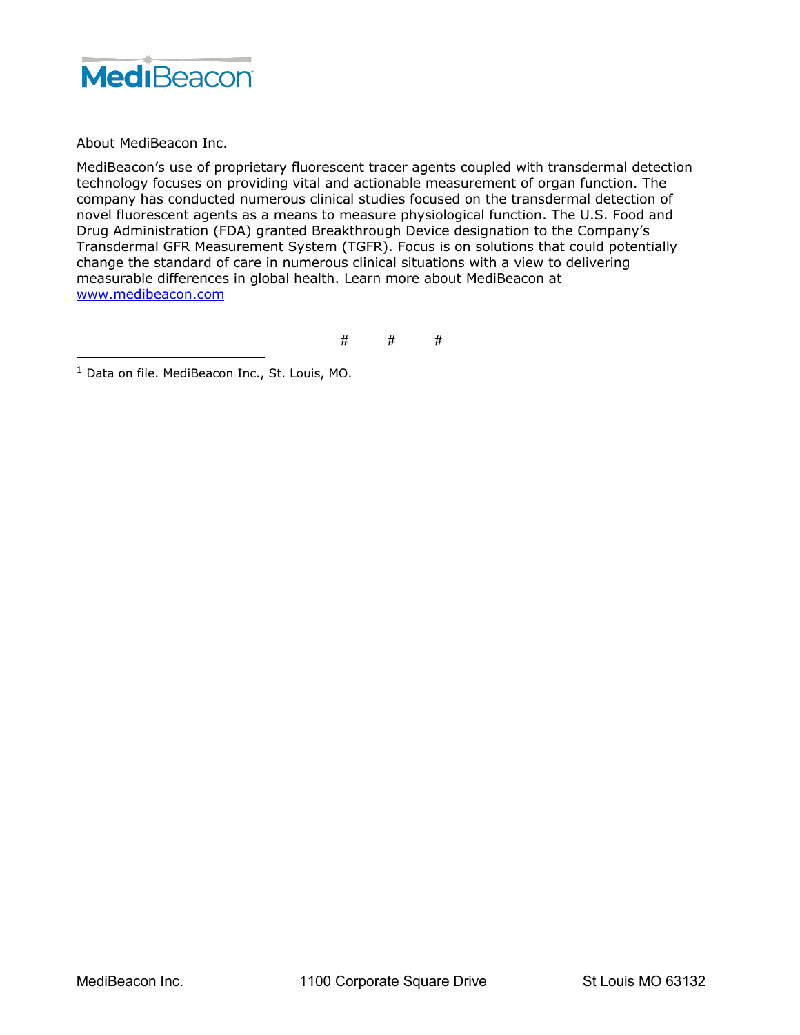About MediBeacon Inc.

MediBeacon's use of proprietary fluorescent tracer agents coupled with transdermal detection technology focuses on providing vital and actionable measurement of organ function. The company has conducted numerous clinical studies focused on the transdermal detection of novel fluorescent agents as a means to measure physiological function. The U.S. Food and Drug Administration (FDA) granted Breakthrough Device designation to the Company's Transdermal GFR Measurement System (TGFR). Focus is on solutions that could potentially change the standard of care in numerous clinical situations with a view to delivering measurable differences in global health. Learn more about MediBeacon at www.medibeacon.com

# # #

[1] Data on file. MediBeacon Inc., St. Louis, MO.